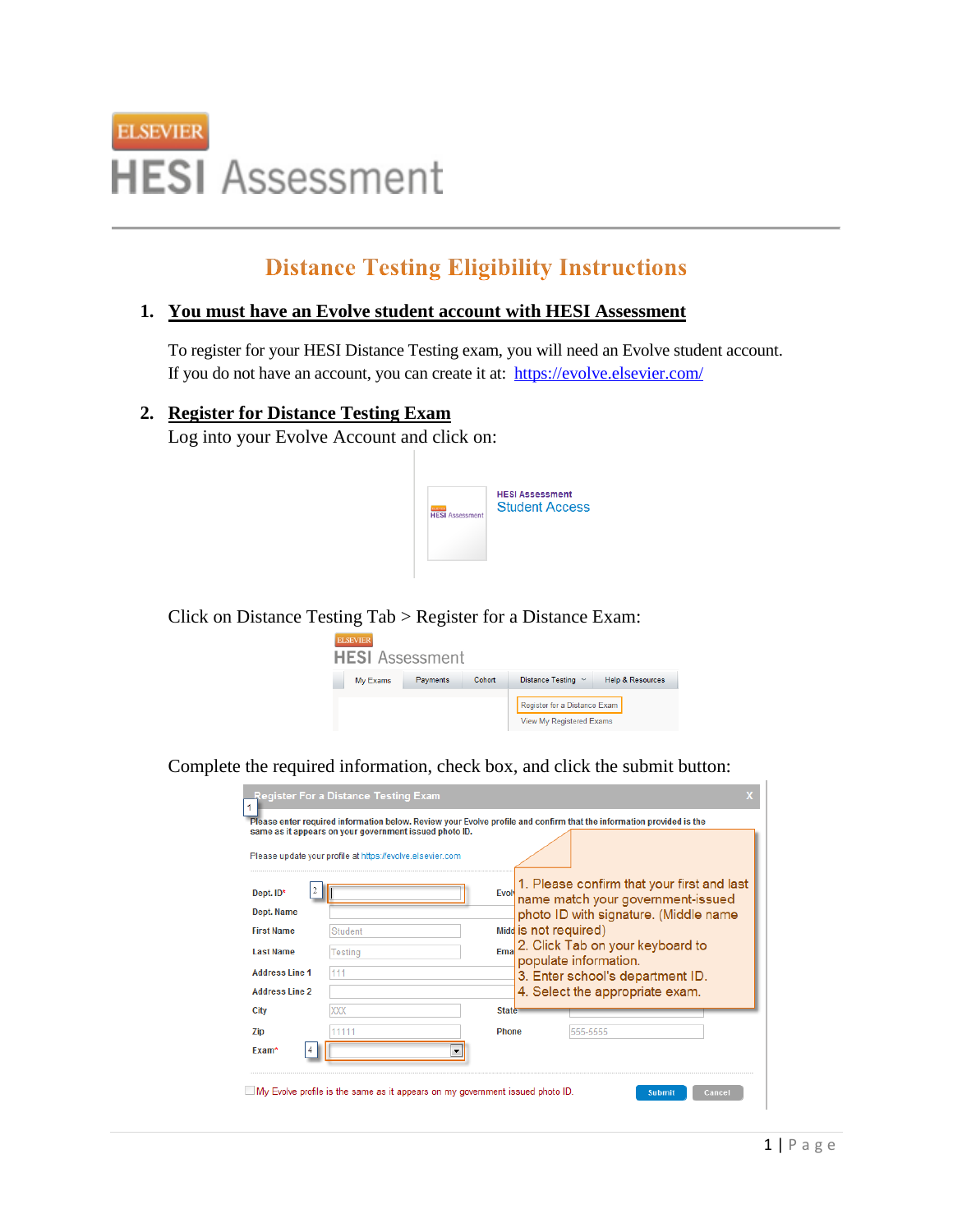ELSEVIER

HESI Assessment

# Distance Testing Eligibility Instructions

## 1. You must have an Evolve student account with HESI Assessment

To register for your HESI Distance Testing exam, you will need an Evolve student account. If you do not have an account, you can create it at: [https://evolve.elsevier.com/](https://evolve.elsevier.com/)

## 2. Register for Distance Testing Exam

Log into your Evolve Account and click on:

HESI Assessment
Student Access

Click on Distance Testing Tab > Register for a Distance Exam:

Complete the required information, check box, and click the submit button:

1. Please confirm that your first and last name match your government-issued photo ID with signature. (Middle name is not required)
2. Click Tab on your keyboard to populate information.
3. Enter school's department ID.
4. Select the appropriate exam.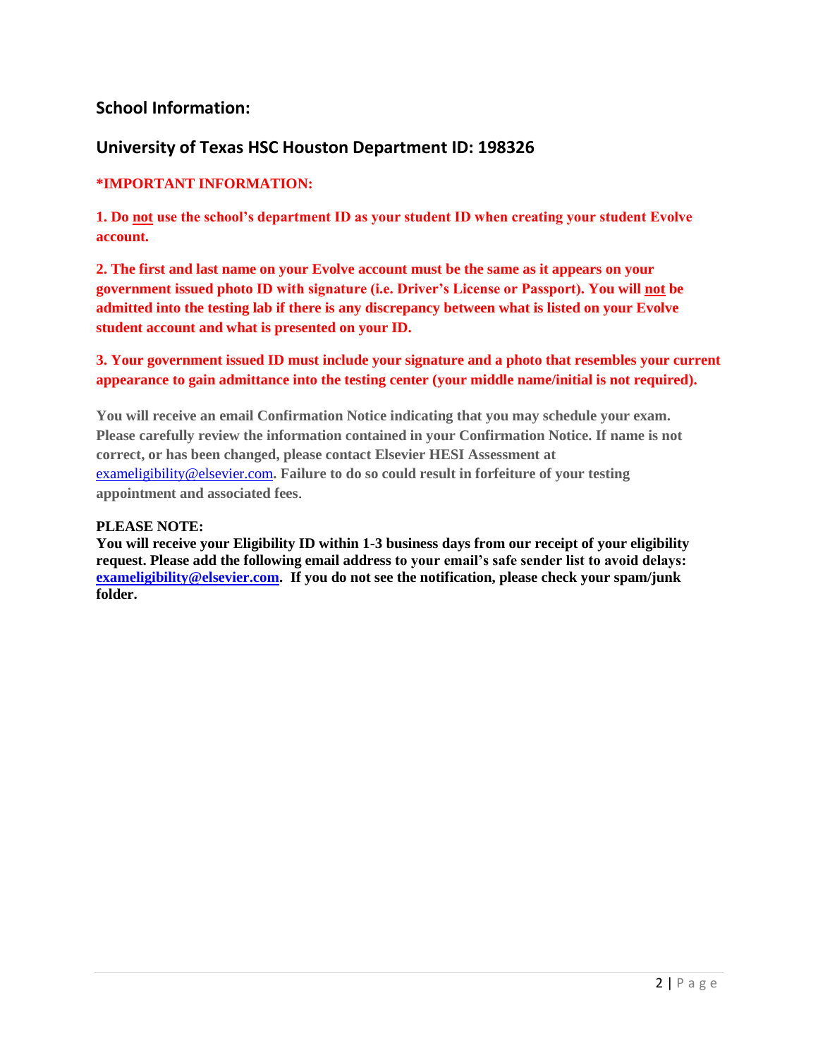## School Information:

## University of Texas HSC Houston Department ID: 198326

**\*IMPORTANT INFORMATION:**

**1. Do not use the school's department ID as your student ID when creating your student Evolve account.**

**2. The first and last name on your Evolve account must be the same as it appears on your government issued photo ID with signature (i.e. Driver's License or Passport). You will not be admitted into the testing lab if there is any discrepancy between what is listed on your Evolve student account and what is presented on your ID.**

**3. Your government issued ID must include your signature and a photo that resembles your current appearance to gain admittance into the testing center (your middle name/initial is not required).**

**You will receive an email Confirmation Notice indicating that you may schedule your exam. Please carefully review the information contained in your Confirmation Notice. If name is not correct, or has been changed, please contact Elsevier HESI Assessment at** exameligibility@elsevier.com**. Failure to do so could result in forfeiture of your testing appointment and associated fees**.

**PLEASE NOTE:**
**You will receive your Eligibility ID within 1-3 business days from our receipt of your eligibility request. Please add the following email address to your email's safe sender list to avoid delays: exameligibility@elsevier.com. If you do not see the notification, please check your spam/junk folder.**